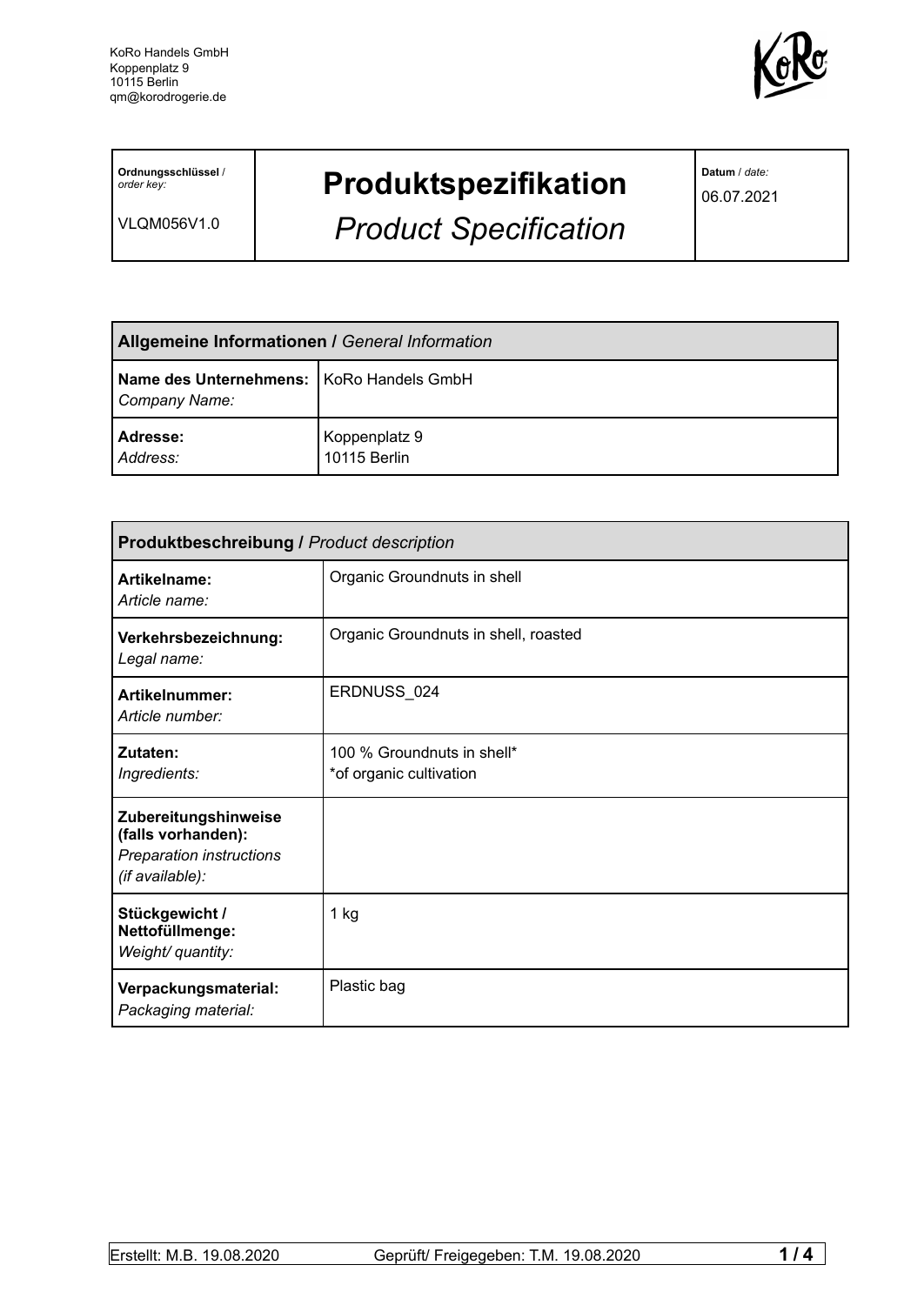KoRo Handels GmbH
Koppenplatz 9
10115 Berlin
qm@korodrogerie.de

| **Ordnungsschlüssel** / *order key:* VLQM056V1.0 | **Produktspezifikation** *Product Specification* | **Datum** / *date:* 06.07.2021 |
|---|---|---|

| **Allgemeine Informationen /** *General Information* | |
|---|---|
| **Name des Unternehmens:** *Company Name:* | KoRo Handels GmbH |
| **Adresse:** *Address:* | Koppenplatz 9 10115 Berlin |

| **Produktbeschreibung /** *Product description* | |
|---|---|
| **Artikelname:** *Article name:* | Organic Groundnuts in shell |
| **Verkehrsbezeichnung:** *Legal name:* | Organic Groundnuts in shell, roasted |
| **Artikelnummer:** *Article number:* | ERDNUSS_024 |
| **Zutaten:** *Ingredients:* | 100 % Groundnuts in shell* *of organic cultivation |
| **Zubereitungshinweise (falls vorhanden):** *Preparation instructions (if available):* | |
| **Stückgewicht / Nettofüllmenge:** *Weight/ quantity:* | 1 kg |
| **Verpackungsmaterial:** *Packaging material:* | Plastic bag |

Erstellt: M.B. 19.08.2020 Geprüft/ Freigegeben: T.M. 19.08.2020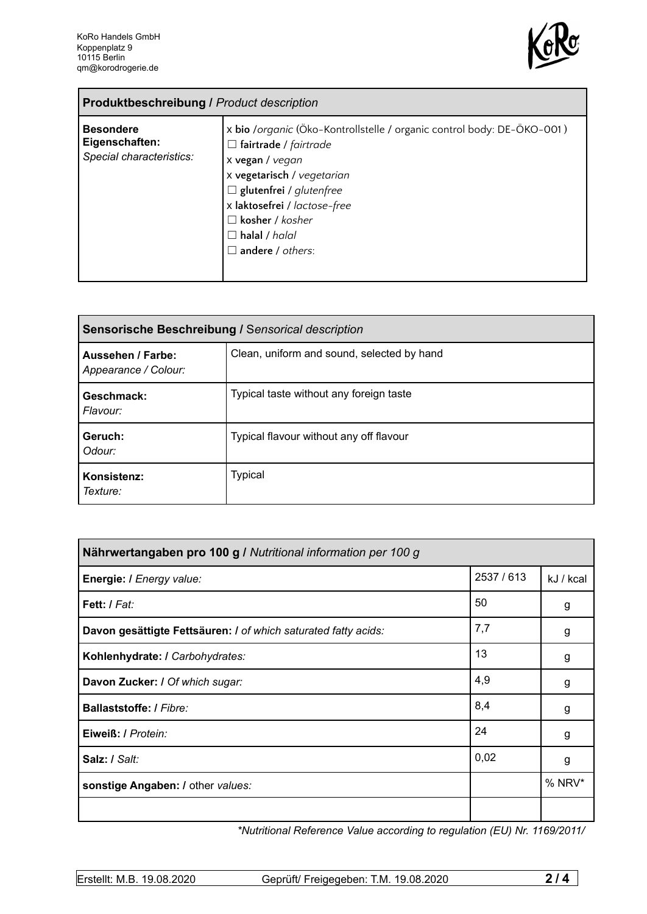| **Produktbeschreibung /** *Product description* | |
|---|---|
| **Besondere Eigenschaften:** *Special characteristics:* | x **bio** /*organic* (Öko-Kontrollstelle / organic control body: DE-ÖKO-001 )<br>☐ **fairtrade** / *fairtrade*<br>x **vegan** / *vegan*<br>x **vegetarisch** / *vegetarian*<br>☐ **glutenfrei** / *glutenfree*<br>x **laktosefrei** / *lactose-free*<br>☐ **kosher** / *kosher*<br>☐ **halal** / *halal*<br>☐ **andere** / *others*: |

| **Sensorische Beschreibung /** *Sensorical description* | |
|---|---|
| **Aussehen / Farbe:** *Appearance / Colour:* | Clean, uniform and sound, selected by hand |
| **Geschmack:** *Flavour:* | Typical taste without any foreign taste |
| **Geruch:** *Odour:* | Typical flavour without any off flavour |
| **Konsistenz:** *Texture:* | Typical |

| **Nährwertangaben pro 100 g /** *Nutritional information per 100 g* | | |
|---|---|---|
| **Energie: /** *Energy value:* | 2537 / 613 | kJ / kcal |
| **Fett: /** *Fat:* | 50 | g |
| **Davon gesättigte Fettsäuren: /** *of which saturated fatty acids:* | 7,7 | g |
| **Kohlenhydrate: /** *Carbohydrates:* | 13 | g |
| **Davon Zucker: /** *Of which sugar:* | 4,9 | g |
| **Ballaststoffe: /** *Fibre:* | 8,4 | g |
| **Eiweiß: /** *Protein:* | 24 | g |
| **Salz: /** *Salt:* | 0,02 | g |
| **sonstige Angaben: /** other *values:* | | % NRV* |
| | | |

*\*Nutritional Reference Value according to regulation (EU) Nr. 1169/2011/*

Erstellt: M.B. 19.08.2020 Geprüft/ Freigegeben: T.M. 19.08.2020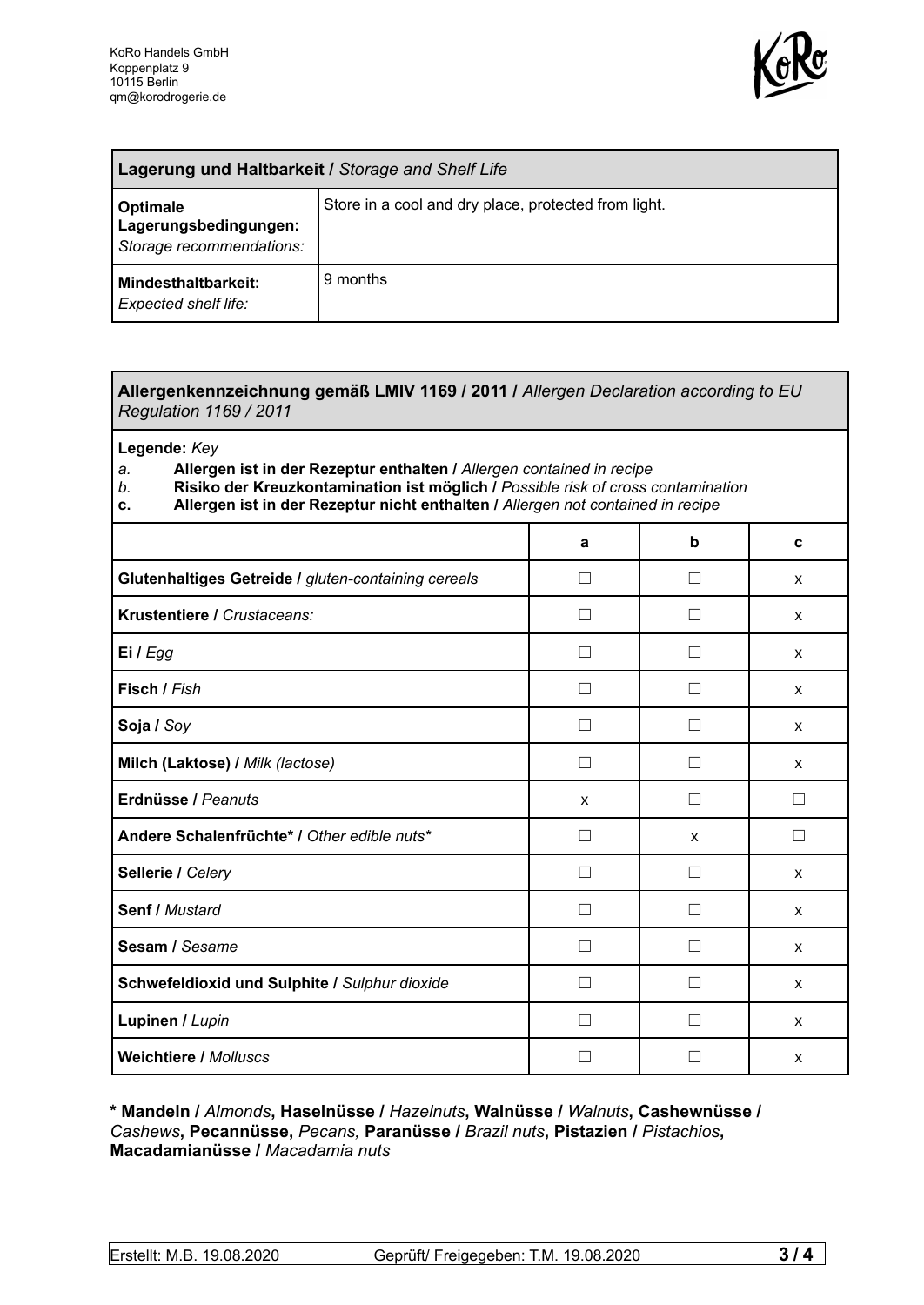KoRo Handels GmbH
Koppenplatz 9
10115 Berlin
qm@korodrogerie.de

| **Lagerung und Haltbarkeit /** *Storage and Shelf Life* | |
|---|---|
| **Optimale Lagerungsbedingungen:** *Storage recommendations:* | Store in a cool and dry place, protected from light. |
| **Mindesthaltbarkeit:** *Expected shelf life:* | 9 months |

**Allergenkennzeichnung gemäß LMIV 1169 / 2011 /** *Allergen Declaration according to EU Regulation 1169 / 2011*

**Legende:** *Key*

*a.* **Allergen ist in der Rezeptur enthalten /** *Allergen contained in recipe*
*b.* **Risiko der Kreuzkontamination ist möglich /** *Possible risk of cross contamination*
**c.** **Allergen ist in der Rezeptur nicht enthalten /** *Allergen not contained in recipe*

| | a | b | c |
|---|---|---|---|
| **Glutenhaltiges Getreide /** *gluten-containing cereals* | ☐ | ☐ | x |
| **Krustentiere /** *Crustaceans:* | ☐ | ☐ | x |
| **Ei /** *Egg* | ☐ | ☐ | x |
| **Fisch /** *Fish* | ☐ | ☐ | x |
| **Soja /** *Soy* | ☐ | ☐ | x |
| **Milch (Laktose) /** *Milk (lactose)* | ☐ | ☐ | x |
| **Erdnüsse /** *Peanuts* | x | ☐ | ☐ |
| **Andere Schalenfrüchte* /** *Other edible nuts** | ☐ | x | ☐ |
| **Sellerie /** *Celery* | ☐ | ☐ | x |
| **Senf /** *Mustard* | ☐ | ☐ | x |
| **Sesam /** *Sesame* | ☐ | ☐ | x |
| **Schwefeldioxid und Sulphite /** *Sulphur dioxide* | ☐ | ☐ | x |
| **Lupinen /** *Lupin* | ☐ | ☐ | x |
| **Weichtiere /** *Molluscs* | ☐ | ☐ | x |

**\* Mandeln /** *Almonds*, **Haselnüsse /** *Hazelnuts*, **Walnüsse /** *Walnuts*, **Cashewnüsse /** *Cashews*, **Pecannüsse,** *Pecans,* **Paranüsse /** *Brazil nuts*, **Pistazien /** *Pistachios*, **Macadamianüsse /** *Macadamia nuts*

Erstellt: M.B. 19.08.2020 | Geprüft/ Freigegeben: T.M. 19.08.2020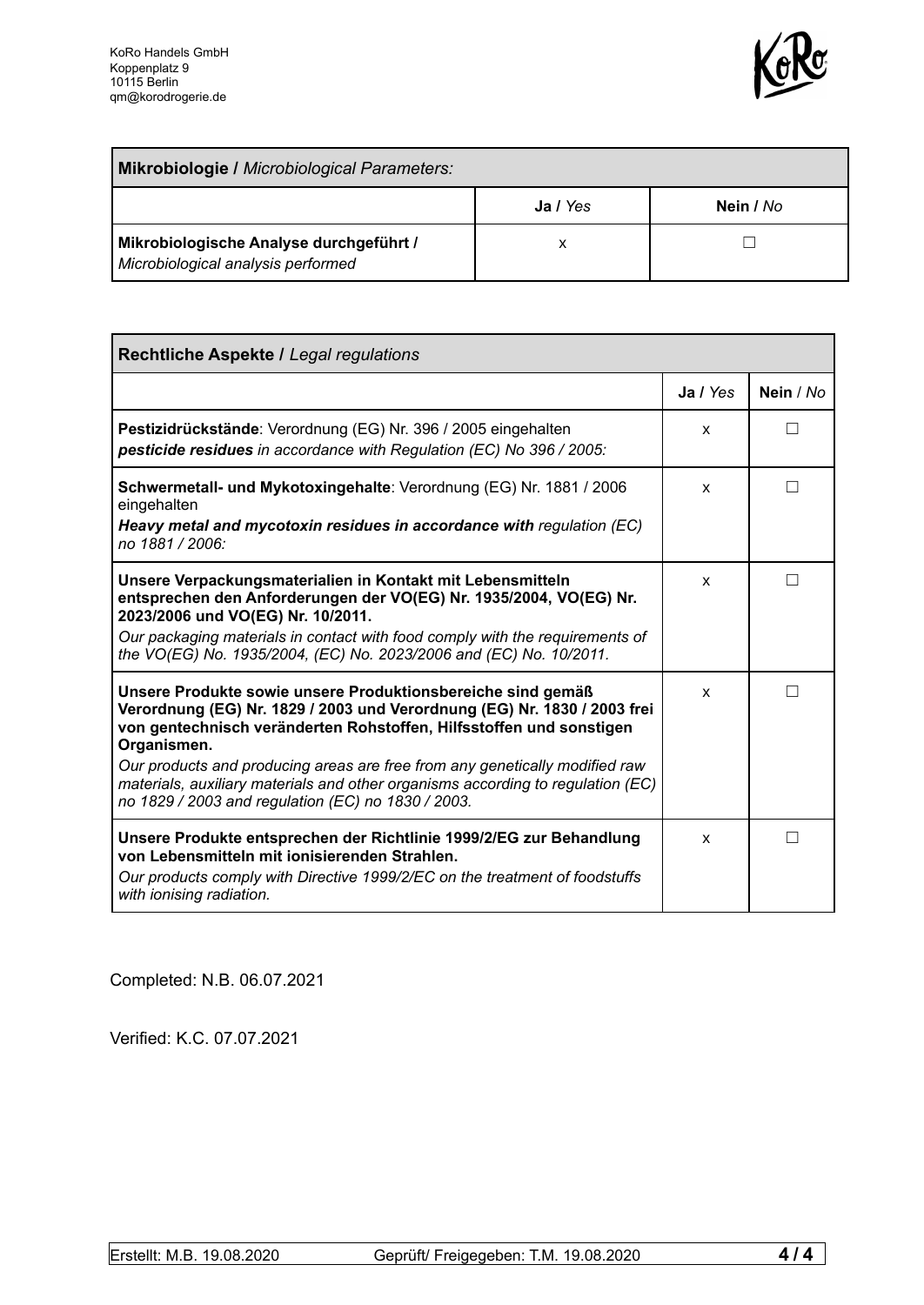| **Mikrobiologie /** *Microbiological Parameters:* | | |
|---|---|---|
| | **Ja /** *Yes* | **Nein /** *No* |
| **Mikrobiologische Analyse durchgeführt /** *Microbiological analysis performed* | x | ☐ |

| **Rechtliche Aspekte /** *Legal regulations* | | |
|---|---|---|
| | **Ja /** *Yes* | **Nein** / *No* |
| **Pestizidrückstände**: Verordnung (EG) Nr. 396 / 2005 eingehalten *pesticide residues in accordance with Regulation (EC) No 396 / 2005:* | x | ☐ |
| **Schwermetall- und Mykotoxingehalte**: Verordnung (EG) Nr. 1881 / 2006 eingehalten ***Heavy metal and mycotoxin residues in accordance with** regulation (EC) no 1881 / 2006:* | x | ☐ |
| **Unsere Verpackungsmaterialien in Kontakt mit Lebensmitteln entsprechen den Anforderungen der VO(EG) Nr. 1935/2004, VO(EG) Nr. 2023/2006 und VO(EG) Nr. 10/2011.** *Our packaging materials in contact with food comply with the requirements of the VO(EG) No. 1935/2004, (EC) No. 2023/2006 and (EC) No. 10/2011.* | x | ☐ |
| **Unsere Produkte sowie unsere Produktionsbereiche sind gemäß Verordnung (EG) Nr. 1829 / 2003 und Verordnung (EG) Nr. 1830 / 2003 frei von gentechnisch veränderten Rohstoffen, Hilfsstoffen und sonstigen Organismen.** *Our products and producing areas are free from any genetically modified raw materials, auxiliary materials and other organisms according to regulation (EC) no 1829 / 2003 and regulation (EC) no 1830 / 2003.* | x | ☐ |
| **Unsere Produkte entsprechen der Richtlinie 1999/2/EG zur Behandlung von Lebensmitteln mit ionisierenden Strahlen.** *Our products comply with Directive 1999/2/EC on the treatment of foodstuffs with ionising radiation.* | x | ☐ |

Completed: N.B. 06.07.2021

Verified: K.C. 07.07.2021